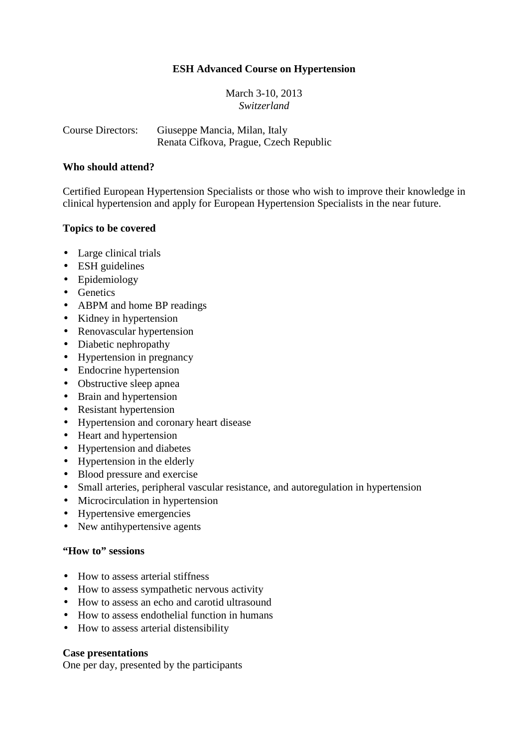# ESH Advanced Course on Hypertension

March 3-10, 2013
*Switzerland*

Course Directors: Giuseppe Mancia, Milan, Italy
Renata Cifkova, Prague, Czech Republic

**Who should attend?**

Certified European Hypertension Specialists or those who wish to improve their knowledge in clinical hypertension and apply for European Hypertension Specialists in the near future.

**Topics to be covered**

- Large clinical trials
- ESH guidelines
- Epidemiology
- Genetics
- ABPM and home BP readings
- Kidney in hypertension
- Renovascular hypertension
- Diabetic nephropathy
- Hypertension in pregnancy
- Endocrine hypertension
- Obstructive sleep apnea
- Brain and hypertension
- Resistant hypertension
- Hypertension and coronary heart disease
- Heart and hypertension
- Hypertension and diabetes
- Hypertension in the elderly
- Blood pressure and exercise
- Small arteries, peripheral vascular resistance, and autoregulation in hypertension
- Microcirculation in hypertension
- Hypertensive emergencies
- New antihypertensive agents

**"How to" sessions**

- How to assess arterial stiffness
- How to assess sympathetic nervous activity
- How to assess an echo and carotid ultrasound
- How to assess endothelial function in humans
- How to assess arterial distensibility

**Case presentations**
One per day, presented by the participants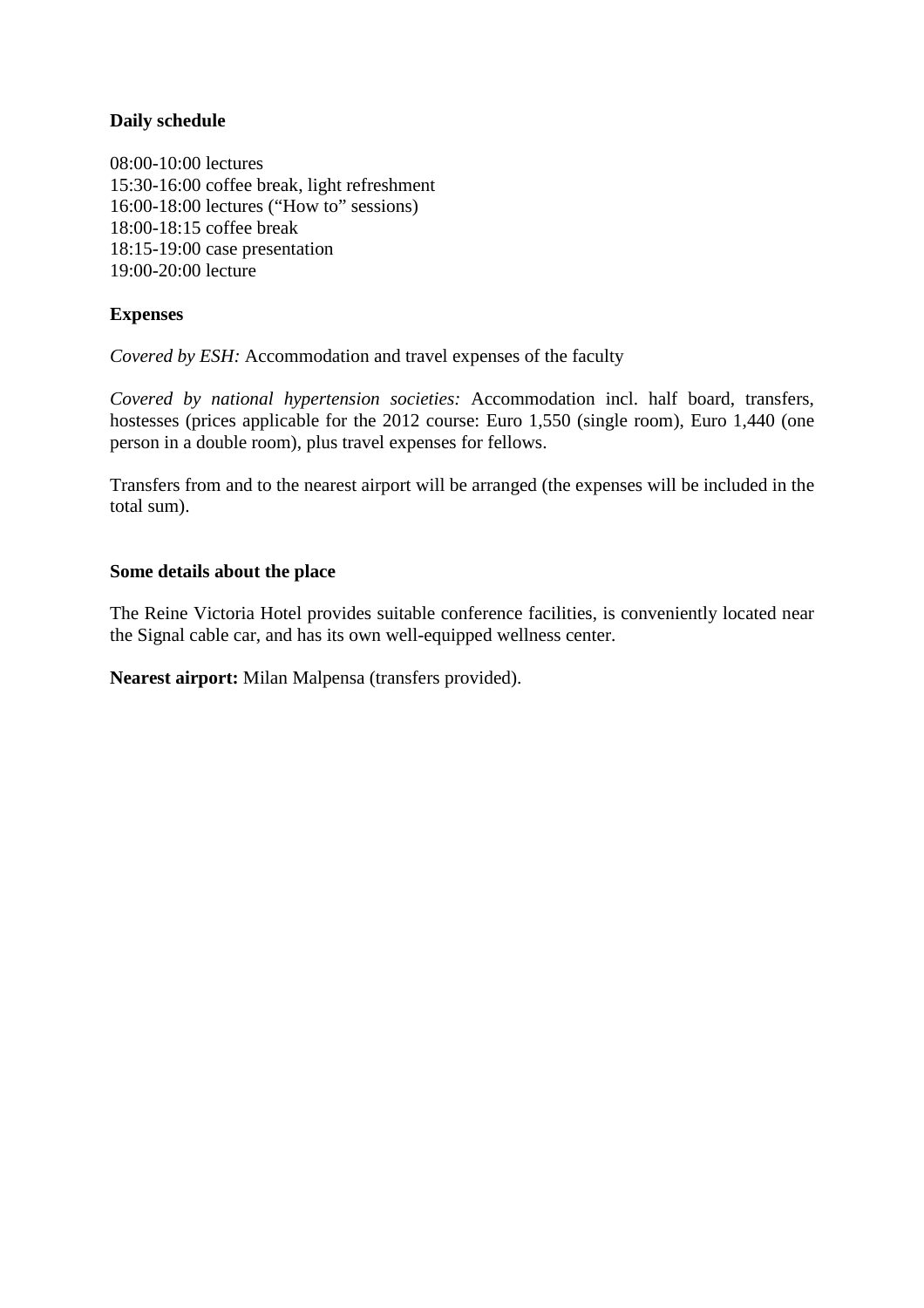**Daily schedule**

08:00-10:00 lectures
15:30-16:00 coffee break, light refreshment
16:00-18:00 lectures ("How to" sessions)
18:00-18:15 coffee break
18:15-19:00 case presentation
19:00-20:00 lecture

**Expenses**

*Covered by ESH:* Accommodation and travel expenses of the faculty

*Covered by national hypertension societies:* Accommodation incl. half board, transfers, hostesses (prices applicable for the 2012 course: Euro 1,550 (single room), Euro 1,440 (one person in a double room), plus travel expenses for fellows.

Transfers from and to the nearest airport will be arranged (the expenses will be included in the total sum).

**Some details about the place**

The Reine Victoria Hotel provides suitable conference facilities, is conveniently located near the Signal cable car, and has its own well-equipped wellness center.

**Nearest airport:** Milan Malpensa (transfers provided).